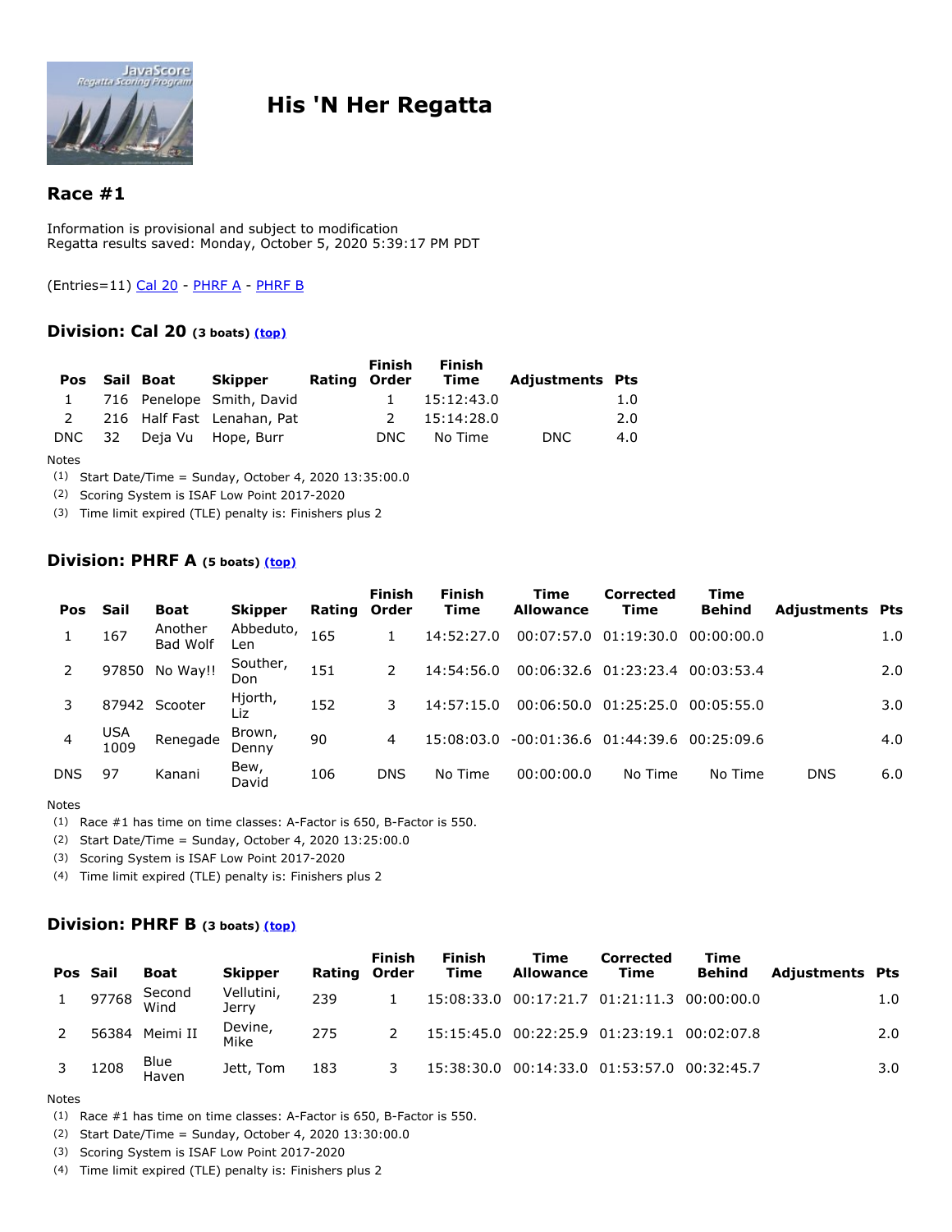# His 'N Her Regatta

## Race #1

Information is provisional and subject to modification
Regatta results saved: Monday, October 5, 2020 5:39:17 PM PDT

(Entries=11) Cal 20 - PHRF A - PHRF B

### Division: Cal 20 (3 boats) (top)

| Pos | Sail | Boat | Skipper | Rating | Finish Order | Finish Time | Adjustments | Pts |
|---|---|---|---|---|---|---|---|---|
| 1 | 716 | Penelope | Smith, David | | 1 | 15:12:43.0 | | 1.0 |
| 2 | 216 | Half Fast | Lenahan, Pat | | 2 | 15:14:28.0 | | 2.0 |
| DNC | 32 | Deja Vu | Hope, Burr | | DNC | No Time | DNC | 4.0 |

Notes
(1) Start Date/Time = Sunday, October 4, 2020 13:35:00.0
(2) Scoring System is ISAF Low Point 2017-2020
(3) Time limit expired (TLE) penalty is: Finishers plus 2

### Division: PHRF A (5 boats) (top)

| Pos | Sail | Boat | Skipper | Rating | Finish Order | Finish Time | Time Allowance | Corrected Time | Time Behind | Adjustments | Pts |
|---|---|---|---|---|---|---|---|---|---|---|---|
| 1 | 167 | Another Bad Wolf | Abbeduto, Len | 165 | 1 | 14:52:27.0 | 00:07:57.0 | 01:19:30.0 | 00:00:00.0 | | 1.0 |
| 2 | 97850 | No Way!! | Souther, Don | 151 | 2 | 14:54:56.0 | 00:06:32.6 | 01:23:23.4 | 00:03:53.4 | | 2.0 |
| 3 | 87942 | Scooter | Hjorth, Liz | 152 | 3 | 14:57:15.0 | 00:06:50.0 | 01:25:25.0 | 00:05:55.0 | | 3.0 |
| 4 | USA 1009 | Renegade | Brown, Denny | 90 | 4 | 15:08:03.0 | -00:01:36.6 | 01:44:39.6 | 00:25:09.6 | | 4.0 |
| DNS | 97 | Kanani | Bew, David | 106 | DNS | No Time | 00:00:00.0 | No Time | No Time | DNS | 6.0 |

Notes
(1) Race #1 has time on time classes: A-Factor is 650, B-Factor is 550.
(2) Start Date/Time = Sunday, October 4, 2020 13:25:00.0
(3) Scoring System is ISAF Low Point 2017-2020
(4) Time limit expired (TLE) penalty is: Finishers plus 2

### Division: PHRF B (3 boats) (top)

| Pos | Sail | Boat | Skipper | Rating | Finish Order | Finish Time | Time Allowance | Corrected Time | Time Behind | Adjustments | Pts |
|---|---|---|---|---|---|---|---|---|---|---|---|
| 1 | 97768 | Second Wind | Vellutini, Jerry | 239 | 1 | 15:08:33.0 | 00:17:21.7 | 01:21:11.3 | 00:00:00.0 | | 1.0 |
| 2 | 56384 | Meimi II | Devine, Mike | 275 | 2 | 15:15:45.0 | 00:22:25.9 | 01:23:19.1 | 00:02:07.8 | | 2.0 |
| 3 | 1208 | Blue Haven | Jett, Tom | 183 | 3 | 15:38:30.0 | 00:14:33.0 | 01:53:57.0 | 00:32:45.7 | | 3.0 |

Notes
(1) Race #1 has time on time classes: A-Factor is 650, B-Factor is 550.
(2) Start Date/Time = Sunday, October 4, 2020 13:30:00.0
(3) Scoring System is ISAF Low Point 2017-2020
(4) Time limit expired (TLE) penalty is: Finishers plus 2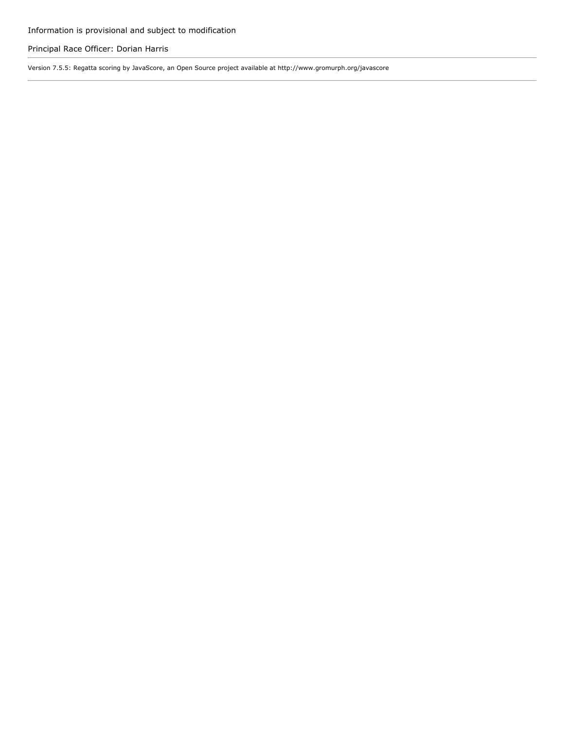Information is provisional and subject to modification

Principal Race Officer: Dorian Harris

---

Version 7.5.5: Regatta scoring by JavaScore, an Open Source project available at http://www.gromurph.org/javascore

---